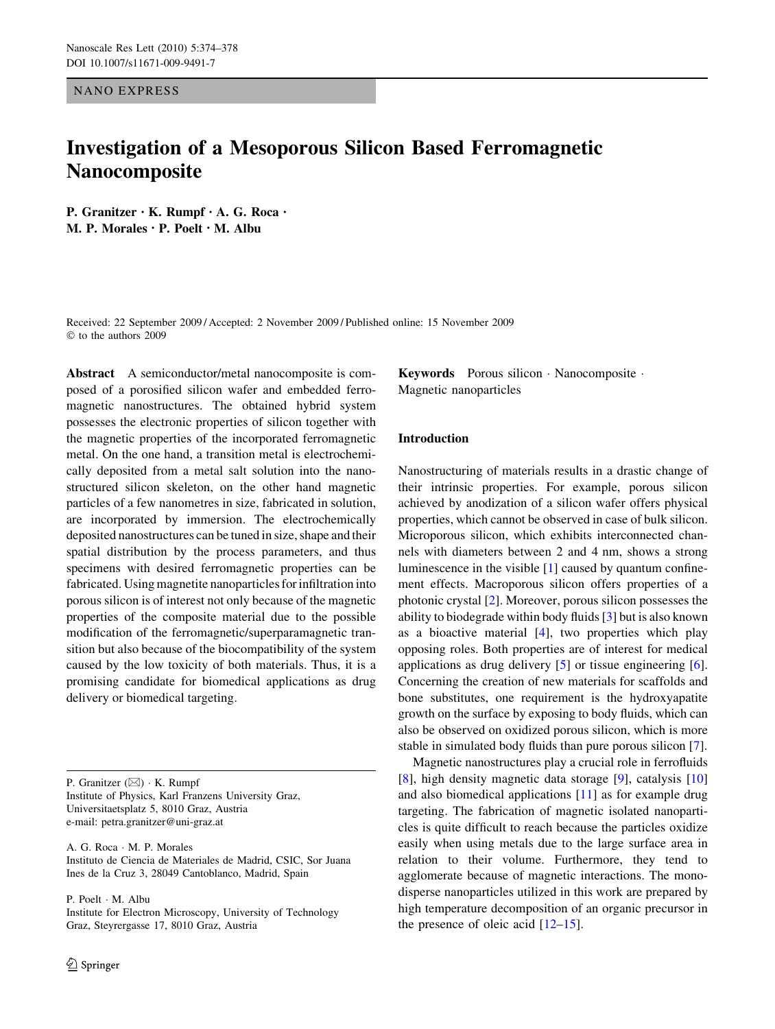NANO EXPRESS

# Investigation of a Mesoporous Silicon Based Ferromagnetic Nanocomposite

**P. Granitzer · K. Rumpf · A. G. Roca · M. P. Morales · P. Poelt · M. Albu**

Received: 22 September 2009 / Accepted: 2 November 2009 / Published online: 15 November 2009
© to the authors 2009

**Abstract** A semiconductor/metal nanocomposite is composed of a porosified silicon wafer and embedded ferromagnetic nanostructures. The obtained hybrid system possesses the electronic properties of silicon together with the magnetic properties of the incorporated ferromagnetic metal. On the one hand, a transition metal is electrochemically deposited from a metal salt solution into the nanostructured silicon skeleton, on the other hand magnetic particles of a few nanometres in size, fabricated in solution, are incorporated by immersion. The electrochemically deposited nanostructures can be tuned in size, shape and their spatial distribution by the process parameters, and thus specimens with desired ferromagnetic properties can be fabricated. Using magnetite nanoparticles for infiltration into porous silicon is of interest not only because of the magnetic properties of the composite material due to the possible modification of the ferromagnetic/superparamagnetic transition but also because of the biocompatibility of the system caused by the low toxicity of both materials. Thus, it is a promising candidate for biomedical applications as drug delivery or biomedical targeting.

**Keywords** Porous silicon · Nanocomposite · Magnetic nanoparticles

P. Granitzer (✉) · K. Rumpf
Institute of Physics, Karl Franzens University Graz, Universitaetsplatz 5, 8010 Graz, Austria
e-mail: petra.granitzer@uni-graz.at

A. G. Roca · M. P. Morales
Instituto de Ciencia de Materiales de Madrid, CSIC, Sor Juana Ines de la Cruz 3, 28049 Cantoblanco, Madrid, Spain

P. Poelt · M. Albu
Institute for Electron Microscopy, University of Technology Graz, Steyrergasse 17, 8010 Graz, Austria

## Introduction

Nanostructuring of materials results in a drastic change of their intrinsic properties. For example, porous silicon achieved by anodization of a silicon wafer offers physical properties, which cannot be observed in case of bulk silicon. Microporous silicon, which exhibits interconnected channels with diameters between 2 and 4 nm, shows a strong luminescence in the visible [1] caused by quantum confinement effects. Macroporous silicon offers properties of a photonic crystal [2]. Moreover, porous silicon possesses the ability to biodegrade within body fluids [3] but is also known as a bioactive material [4], two properties which play opposing roles. Both properties are of interest for medical applications as drug delivery [5] or tissue engineering [6]. Concerning the creation of new materials for scaffolds and bone substitutes, one requirement is the hydroxyapatite growth on the surface by exposing to body fluids, which can also be observed on oxidized porous silicon, which is more stable in simulated body fluids than pure porous silicon [7].

Magnetic nanostructures play a crucial role in ferrofluids [8], high density magnetic data storage [9], catalysis [10] and also biomedical applications [11] as for example drug targeting. The fabrication of magnetic isolated nanoparticles is quite difficult to reach because the particles oxidize easily when using metals due to the large surface area in relation to their volume. Furthermore, they tend to agglomerate because of magnetic interactions. The monodisperse nanoparticles utilized in this work are prepared by high temperature decomposition of an organic precursor in the presence of oleic acid [12–15].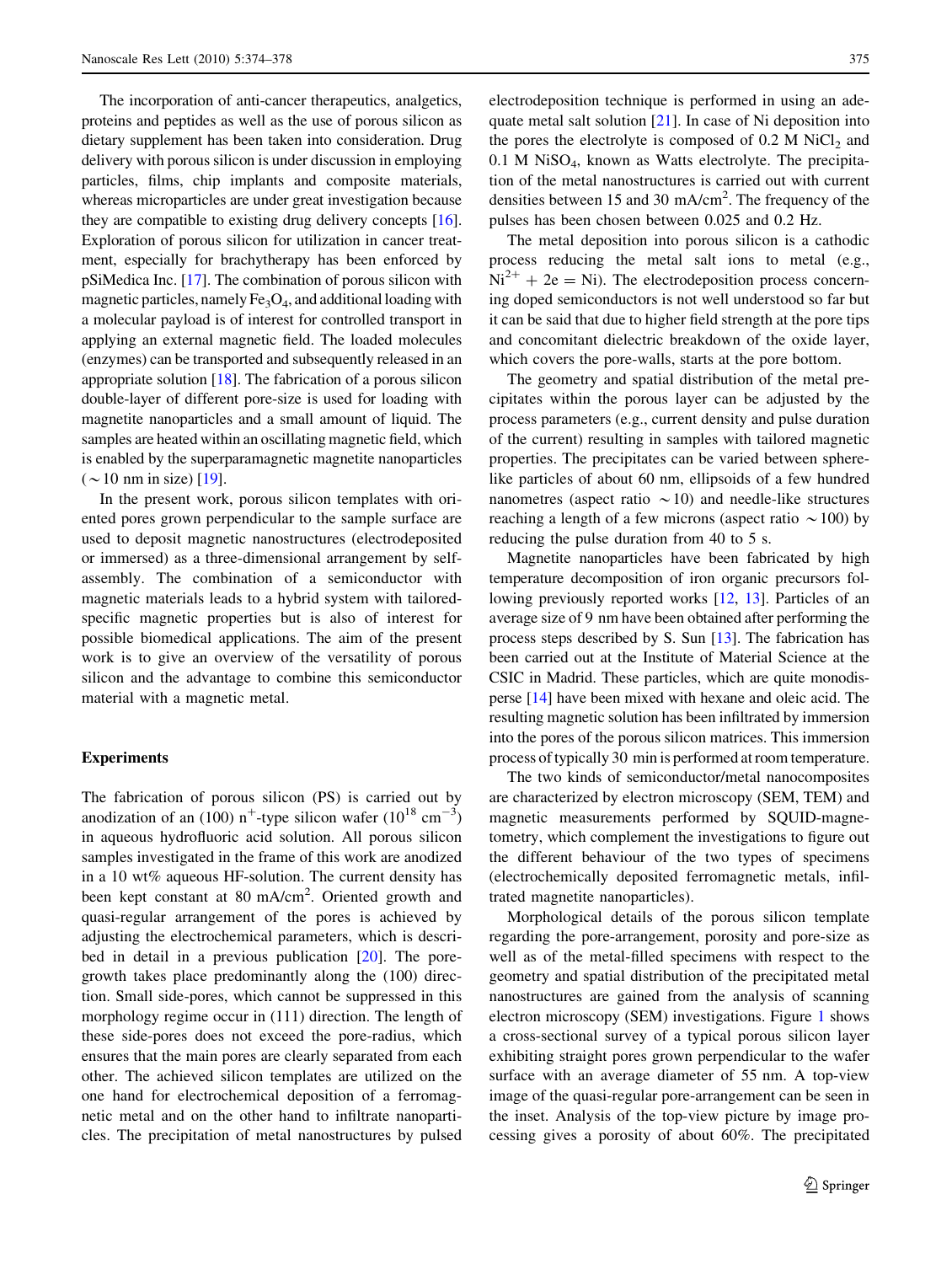The incorporation of anti-cancer therapeutics, analgetics, proteins and peptides as well as the use of porous silicon as dietary supplement has been taken into consideration. Drug delivery with porous silicon is under discussion in employing particles, films, chip implants and composite materials, whereas microparticles are under great investigation because they are compatible to existing drug delivery concepts [16]. Exploration of porous silicon for utilization in cancer treatment, especially for brachytherapy has been enforced by pSiMedica Inc. [17]. The combination of porous silicon with magnetic particles, namely $Fe_3O_4$, and additional loading with a molecular payload is of interest for controlled transport in applying an external magnetic field. The loaded molecules (enzymes) can be transported and subsequently released in an appropriate solution [18]. The fabrication of a porous silicon double-layer of different pore-size is used for loading with magnetite nanoparticles and a small amount of liquid. The samples are heated within an oscillating magnetic field, which is enabled by the superparamagnetic magnetite nanoparticles ($\sim$10 nm in size) [19].

In the present work, porous silicon templates with oriented pores grown perpendicular to the sample surface are used to deposit magnetic nanostructures (electrodeposited or immersed) as a three-dimensional arrangement by self-assembly. The combination of a semiconductor with magnetic materials leads to a hybrid system with tailored-specific magnetic properties but is also of interest for possible biomedical applications. The aim of the present work is to give an overview of the versatility of porous silicon and the advantage to combine this semiconductor material with a magnetic metal.

## Experiments

The fabrication of porous silicon (PS) is carried out by anodization of an (100) $n^+$-type silicon wafer ($10^{18}$ $cm^{-3}$) in aqueous hydrofluoric acid solution. All porous silicon samples investigated in the frame of this work are anodized in a 10 wt% aqueous HF-solution. The current density has been kept constant at 80 $mA/cm^2$. Oriented growth and quasi-regular arrangement of the pores is achieved by adjusting the electrochemical parameters, which is described in detail in a previous publication [20]. The pore-growth takes place predominantly along the (100) direction. Small side-pores, which cannot be suppressed in this morphology regime occur in (111) direction. The length of these side-pores does not exceed the pore-radius, which ensures that the main pores are clearly separated from each other. The achieved silicon templates are utilized on the one hand for electrochemical deposition of a ferromagnetic metal and on the other hand to infiltrate nanoparticles. The precipitation of metal nanostructures by pulsed electrodeposition technique is performed in using an adequate metal salt solution [21]. In case of Ni deposition into the pores the electrolyte is composed of 0.2 M $NiCl_2$ and 0.1 M $NiSO_4$, known as Watts electrolyte. The precipitation of the metal nanostructures is carried out with current densities between 15 and 30 $mA/cm^2$. The frequency of the pulses has been chosen between 0.025 and 0.2 Hz.

The metal deposition into porous silicon is a cathodic process reducing the metal salt ions to metal (e.g., $Ni^{2+} + 2e = Ni$). The electrodeposition process concerning doped semiconductors is not well understood so far but it can be said that due to higher field strength at the pore tips and concomitant dielectric breakdown of the oxide layer, which covers the pore-walls, starts at the pore bottom.

The geometry and spatial distribution of the metal precipitates within the porous layer can be adjusted by the process parameters (e.g., current density and pulse duration of the current) resulting in samples with tailored magnetic properties. The precipitates can be varied between sphere-like particles of about 60 nm, ellipsoids of a few hundred nanometres (aspect ratio $\sim$10) and needle-like structures reaching a length of a few microns (aspect ratio $\sim$100) by reducing the pulse duration from 40 to 5 s.

Magnetite nanoparticles have been fabricated by high temperature decomposition of iron organic precursors following previously reported works [12, 13]. Particles of an average size of 9 nm have been obtained after performing the process steps described by S. Sun [13]. The fabrication has been carried out at the Institute of Material Science at the CSIC in Madrid. These particles, which are quite monodisperse [14] have been mixed with hexane and oleic acid. The resulting magnetic solution has been infiltrated by immersion into the pores of the porous silicon matrices. This immersion process of typically 30 min is performed at room temperature.

The two kinds of semiconductor/metal nanocomposites are characterized by electron microscopy (SEM, TEM) and magnetic measurements performed by SQUID-magnetometry, which complement the investigations to figure out the different behaviour of the two types of specimens (electrochemically deposited ferromagnetic metals, infiltrated magnetite nanoparticles).

Morphological details of the porous silicon template regarding the pore-arrangement, porosity and pore-size as well as of the metal-filled specimens with respect to the geometry and spatial distribution of the precipitated metal nanostructures are gained from the analysis of scanning electron microscopy (SEM) investigations. Figure 1 shows a cross-sectional survey of a typical porous silicon layer exhibiting straight pores grown perpendicular to the wafer surface with an average diameter of 55 nm. A top-view image of the quasi-regular pore-arrangement can be seen in the inset. Analysis of the top-view picture by image processing gives a porosity of about 60%. The precipitated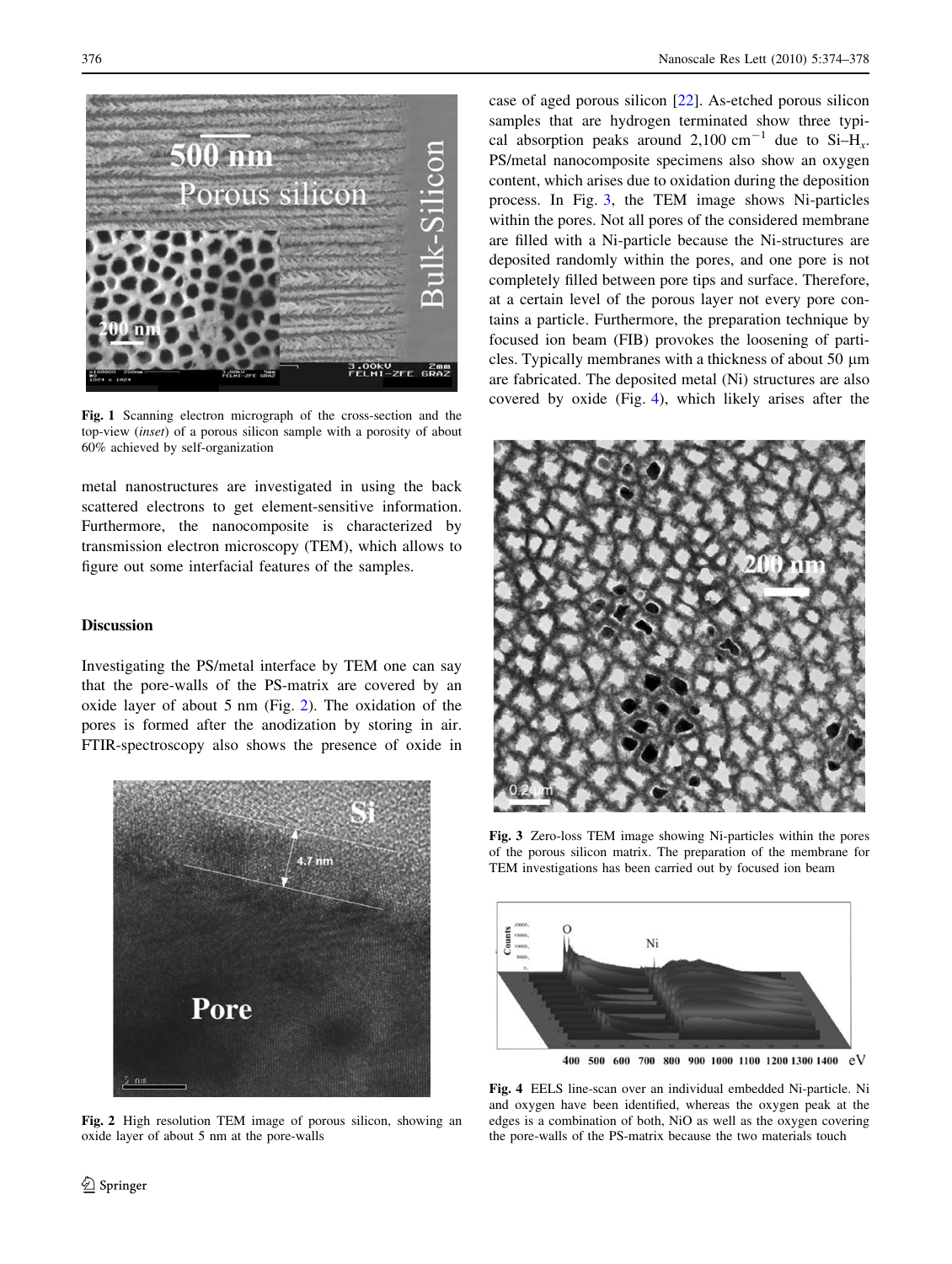Fig. 1 Scanning electron micrograph of the cross-section and the top-view (*inset*) of a porous silicon sample with a porosity of about 60% achieved by self-organization

metal nanostructures are investigated in using the back scattered electrons to get element-sensitive information. Furthermore, the nanocomposite is characterized by transmission electron microscopy (TEM), which allows to figure out some interfacial features of the samples.

## Discussion

Investigating the PS/metal interface by TEM one can say that the pore-walls of the PS-matrix are covered by an oxide layer of about 5 nm (Fig. 2). The oxidation of the pores is formed after the anodization by storing in air. FTIR-spectroscopy also shows the presence of oxide in case of aged porous silicon [22]. As-etched porous silicon samples that are hydrogen terminated show three typical absorption peaks around 2,100 $cm^{-1}$ due to Si–$H_x$. PS/metal nanocomposite specimens also show an oxygen content, which arises due to oxidation during the deposition process. In Fig. 3, the TEM image shows Ni-particles within the pores. Not all pores of the considered membrane are filled with a Ni-particle because the Ni-structures are deposited randomly within the pores, and one pore is not completely filled between pore tips and surface. Therefore, at a certain level of the porous layer not every pore contains a particle. Furthermore, the preparation technique by focused ion beam (FIB) provokes the loosening of particles. Typically membranes with a thickness of about 50 μm are fabricated. The deposited metal (Ni) structures are also covered by oxide (Fig. 4), which likely arises after the

Fig. 2 High resolution TEM image of porous silicon, showing an oxide layer of about 5 nm at the pore-walls

Fig. 3 Zero-loss TEM image showing Ni-particles within the pores of the porous silicon matrix. The preparation of the membrane for TEM investigations has been carried out by focused ion beam

Fig. 4 EELS line-scan over an individual embedded Ni-particle. Ni and oxygen have been identified, whereas the oxygen peak at the edges is a combination of both, NiO as well as the oxygen covering the pore-walls of the PS-matrix because the two materials touch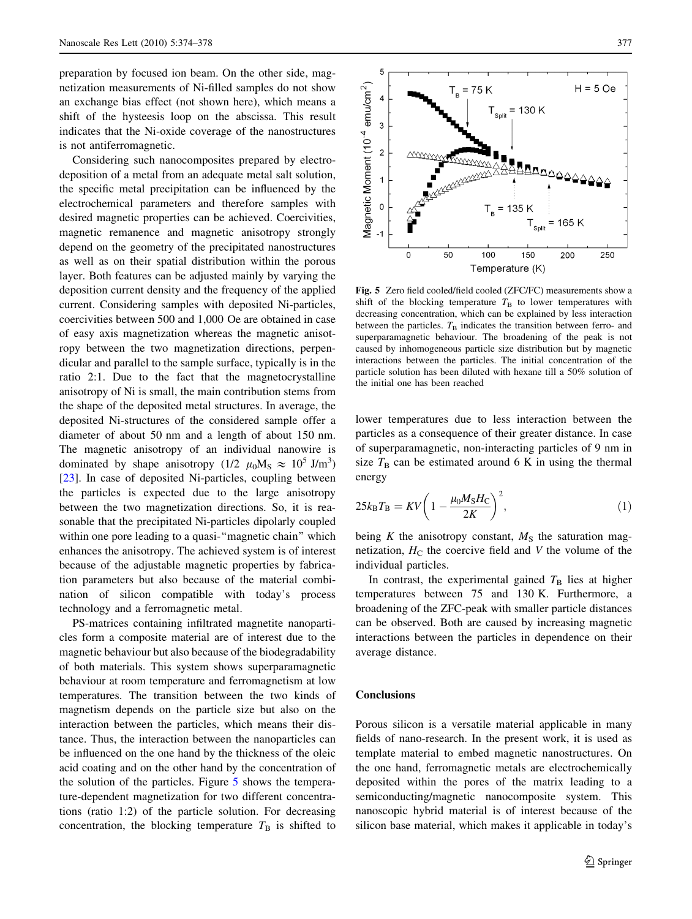preparation by focused ion beam. On the other side, magnetization measurements of Ni-filled samples do not show an exchange bias effect (not shown here), which means a shift of the hysteesis loop on the abscissa. This result indicates that the Ni-oxide coverage of the nanostructures is not antiferromagnetic.

Considering such nanocomposites prepared by electrodeposition of a metal from an adequate metal salt solution, the specific metal precipitation can be influenced by the electrochemical parameters and therefore samples with desired magnetic properties can be achieved. Coercivities, magnetic remanence and magnetic anisotropy strongly depend on the geometry of the precipitated nanostructures as well as on their spatial distribution within the porous layer. Both features can be adjusted mainly by varying the deposition current density and the frequency of the applied current. Considering samples with deposited Ni-particles, coercivities between 500 and 1,000 Oe are obtained in case of easy axis magnetization whereas the magnetic anisotropy between the two magnetization directions, perpendicular and parallel to the sample surface, typically is in the ratio 2:1. Due to the fact that the magnetocrystalline anisotropy of Ni is small, the main contribution stems from the shape of the deposited metal structures. In average, the deposited Ni-structures of the considered sample offer a diameter of about 50 nm and a length of about 150 nm. The magnetic anisotropy of an individual nanowire is dominated by shape anisotropy ($1/2\ \mu_0 M_S \approx 10^5$ J/m$^3$) [23]. In case of deposited Ni-particles, coupling between the particles is expected due to the large anisotropy between the two magnetization directions. So, it is reasonable that the precipitated Ni-particles dipolarly coupled within one pore leading to a quasi-"magnetic chain" which enhances the anisotropy. The achieved system is of interest because of the adjustable magnetic properties by fabrication parameters but also because of the material combination of silicon compatible with today's process technology and a ferromagnetic metal.

PS-matrices containing infiltrated magnetite nanoparticles form a composite material are of interest due to the magnetic behaviour but also because of the biodegradability of both materials. This system shows superparamagnetic behaviour at room temperature and ferromagnetism at low temperatures. The transition between the two kinds of magnetism depends on the particle size but also on the interaction between the particles, which means their distance. Thus, the interaction between the nanoparticles can be influenced on the one hand by the thickness of the oleic acid coating and on the other hand by the concentration of the solution of the particles. Figure 5 shows the temperature-dependent magnetization for two different concentrations (ratio 1:2) of the particle solution. For decreasing concentration, the blocking temperature $T_B$ is shifted to lower temperatures due to less interaction between the particles as a consequence of their greater distance. In case of superparamagnetic, non-interacting particles of 9 nm in size $T_B$ can be estimated around 6 K in using the thermal energy

Fig. 5 Zero field cooled/field cooled (ZFC/FC) measurements show a shift of the blocking temperature $T_B$ to lower temperatures with decreasing concentration, which can be explained by less interaction between the particles. $T_B$ indicates the transition between ferro- and superparamagnetic behaviour. The broadening of the peak is not caused by inhomogeneous particle size distribution but by magnetic interactions between the particles. The initial concentration of the particle solution has been diluted with hexane till a 50% solution of the initial one has been reached

$$25 k_B T_B = KV\left(1 - \frac{\mu_0 M_S H_C}{2K}\right)^2, \qquad (1)$$

being $K$ the anisotropy constant, $M_S$ the saturation magnetization, $H_C$ the coercive field and $V$ the volume of the individual particles.

In contrast, the experimental gained $T_B$ lies at higher temperatures between 75 and 130 K. Furthermore, a broadening of the ZFC-peak with smaller particle distances can be observed. Both are caused by increasing magnetic interactions between the particles in dependence on their average distance.

## Conclusions

Porous silicon is a versatile material applicable in many fields of nano-research. In the present work, it is used as template material to embed magnetic nanostructures. On the one hand, ferromagnetic metals are electrochemically deposited within the pores of the matrix leading to a semiconducting/magnetic nanocomposite system. This nanoscopic hybrid material is of interest because of the silicon base material, which makes it applicable in today's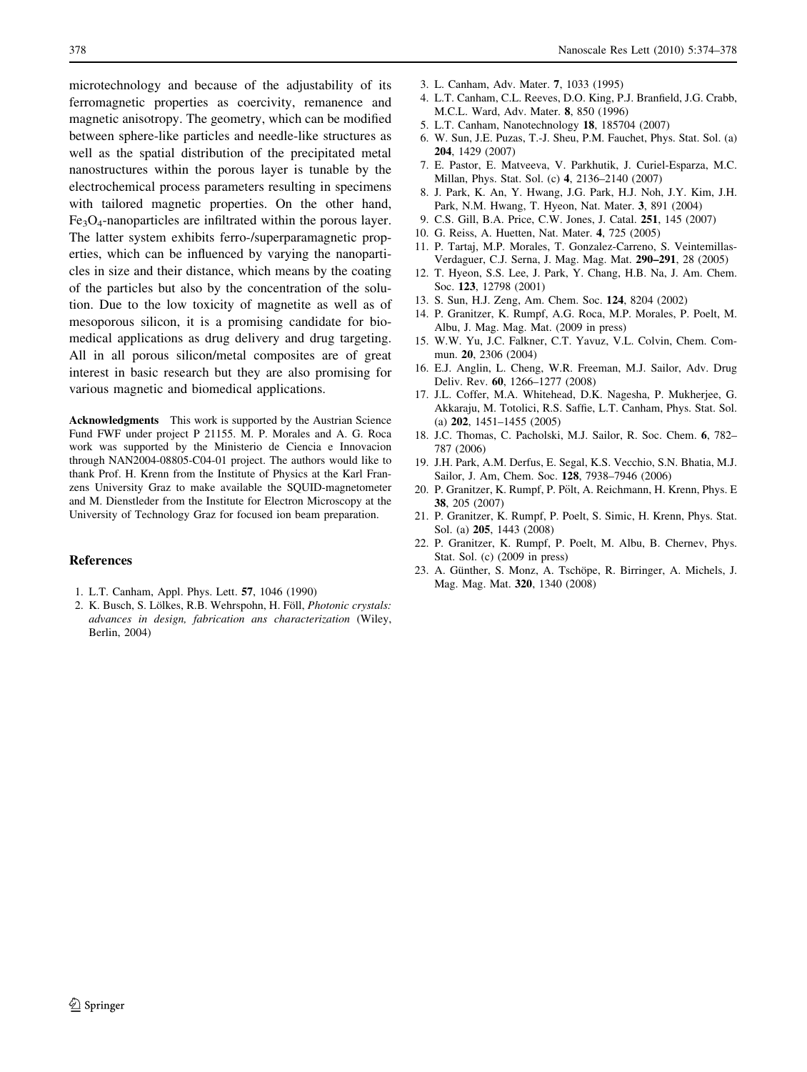microtechnology and because of the adjustability of its ferromagnetic properties as coercivity, remanence and magnetic anisotropy. The geometry, which can be modified between sphere-like particles and needle-like structures as well as the spatial distribution of the precipitated metal nanostructures within the porous layer is tunable by the electrochemical process parameters resulting in specimens with tailored magnetic properties. On the other hand, $Fe_3O_4$-nanoparticles are infiltrated within the porous layer. The latter system exhibits ferro-/superparamagnetic properties, which can be influenced by varying the nanoparticles in size and their distance, which means by the coating of the particles but also by the concentration of the solution. Due to the low toxicity of magnetite as well as of mesoporous silicon, it is a promising candidate for biomedical applications as drug delivery and drug targeting. All in all porous silicon/metal composites are of great interest in basic research but they are also promising for various magnetic and biomedical applications.

**Acknowledgments** This work is supported by the Austrian Science Fund FWF under project P 21155. M. P. Morales and A. G. Roca work was supported by the Ministerio de Ciencia e Innovacion through NAN2004-08805-C04-01 project. The authors would like to thank Prof. H. Krenn from the Institute of Physics at the Karl Franzens University Graz to make available the SQUID-magnetometer and M. Dienstleder from the Institute for Electron Microscopy at the University of Technology Graz for focused ion beam preparation.

## References

1. L.T. Canham, Appl. Phys. Lett. **57**, 1046 (1990)
2. K. Busch, S. Lölkes, R.B. Wehrspohn, H. Föll, *Photonic crystals: advances in design, fabrication ans characterization* (Wiley, Berlin, 2004)
3. L. Canham, Adv. Mater. **7**, 1033 (1995)
4. L.T. Canham, C.L. Reeves, D.O. King, P.J. Branfield, J.G. Crabb, M.C.L. Ward, Adv. Mater. **8**, 850 (1996)
5. L.T. Canham, Nanotechnology **18**, 185704 (2007)
6. W. Sun, J.E. Puzas, T.-J. Sheu, P.M. Fauchet, Phys. Stat. Sol. (a) **204**, 1429 (2007)
7. E. Pastor, E. Matveeva, V. Parkhutik, J. Curiel-Esparza, M.C. Millan, Phys. Stat. Sol. (c) **4**, 2136–2140 (2007)
8. J. Park, K. An, Y. Hwang, J.G. Park, H.J. Noh, J.Y. Kim, J.H. Park, N.M. Hwang, T. Hyeon, Nat. Mater. **3**, 891 (2004)
9. C.S. Gill, B.A. Price, C.W. Jones, J. Catal. **251**, 145 (2007)
10. G. Reiss, A. Huetten, Nat. Mater. **4**, 725 (2005)
11. P. Tartaj, M.P. Morales, T. Gonzalez-Carreno, S. Veintemillas-Verdaguer, C.J. Serna, J. Mag. Mag. Mat. **290–291**, 28 (2005)
12. T. Hyeon, S.S. Lee, J. Park, Y. Chang, H.B. Na, J. Am. Chem. Soc. **123**, 12798 (2001)
13. S. Sun, H.J. Zeng, Am. Chem. Soc. **124**, 8204 (2002)
14. P. Granitzer, K. Rumpf, A.G. Roca, M.P. Morales, P. Poelt, M. Albu, J. Mag. Mag. Mat. (2009 in press)
15. W.W. Yu, J.C. Falkner, C.T. Yavuz, V.L. Colvin, Chem. Commun. **20**, 2306 (2004)
16. E.J. Anglin, L. Cheng, W.R. Freeman, M.J. Sailor, Adv. Drug Deliv. Rev. **60**, 1266–1277 (2008)
17. J.L. Coffer, M.A. Whitehead, D.K. Nagesha, P. Mukherjee, G. Akkaraju, M. Totolici, R.S. Saffie, L.T. Canham, Phys. Stat. Sol. (a) **202**, 1451–1455 (2005)
18. J.C. Thomas, C. Pacholski, M.J. Sailor, R. Soc. Chem. **6**, 782–787 (2006)
19. J.H. Park, A.M. Derfus, E. Segal, K.S. Vecchio, S.N. Bhatia, M.J. Sailor, J. Am, Chem. Soc. **128**, 7938–7946 (2006)
20. P. Granitzer, K. Rumpf, P. Pölt, A. Reichmann, H. Krenn, Phys. E **38**, 205 (2007)
21. P. Granitzer, K. Rumpf, P. Poelt, S. Simic, H. Krenn, Phys. Stat. Sol. (a) **205**, 1443 (2008)
22. P. Granitzer, K. Rumpf, P. Poelt, M. Albu, B. Chernev, Phys. Stat. Sol. (c) (2009 in press)
23. A. Günther, S. Monz, A. Tschöpe, R. Birringer, A. Michels, J. Mag. Mag. Mat. **320**, 1340 (2008)